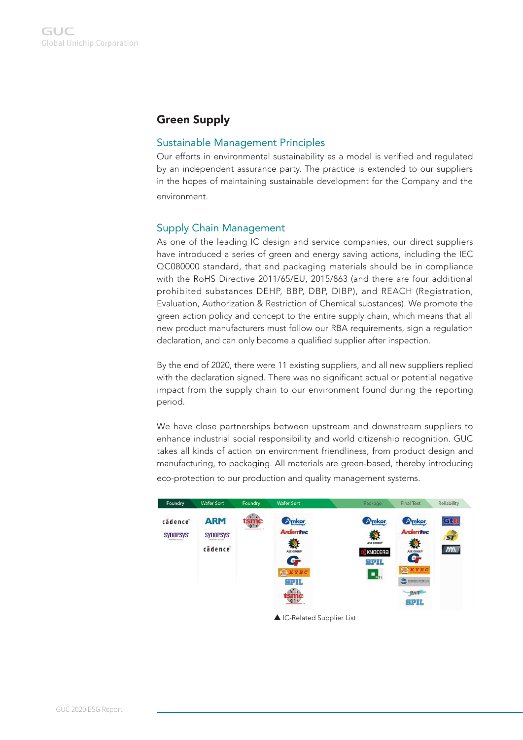## Green Supply

### Sustainable Management Principles

Our efforts in environmental sustainability as a model is verified and regulated by an independent assurance party. The practice is extended to our suppliers in the hopes of maintaining sustainable development for the Company and the environment.

### Supply Chain Management

As one of the leading IC design and service companies, our direct suppliers have introduced a series of green and energy saving actions, including the IEC QC080000 standard, that and packaging materials should be in compliance with the RoHS Directive 2011/65/EU, 2015/863 (and there are four additional prohibited substances DEHP, BBP, DBP, DIBP), and REACH (Registration, Evaluation, Authorization & Restriction of Chemical substances). We promote the green action policy and concept to the entire supply chain, which means that all new product manufacturers must follow our RBA requirements, sign a regulation declaration, and can only become a qualified supplier after inspection.

By the end of 2020, there were 11 existing suppliers, and all new suppliers replied with the declaration signed. There was no significant actual or potential negative impact from the supply chain to our environment found during the reporting period.

We have close partnerships between upstream and downstream suppliers to enhance industrial social responsibility and world citizenship recognition. GUC takes all kinds of action on environment friendliness, from product design and manufacturing, to packaging. All materials are green-based, thereby introducing eco-protection to our production and quality management systems.

| Foundry | Wafer Sort | Foundry | Wafer Sort | Package | Final Test | Reliability |
|---|---|---|---|---|---|---|
| cadence | ARM | tsmc | Amkor | Amkor | Amkor | Gtti |
| synopsys | synopsys | | Ardentec | ASE GROUP | Ardentec | ST |
| | cadence | | ASE GROUP | KYOCERA | ASE GROUP | MA |
| | | | G | SPIL | G | |
| | | | KYEC | PTI | KYEC | |
| | | | SPIL | | | |
| | | | tsmc | | PAT | |
| | | | | | SPIL | |

▲ IC-Related Supplier List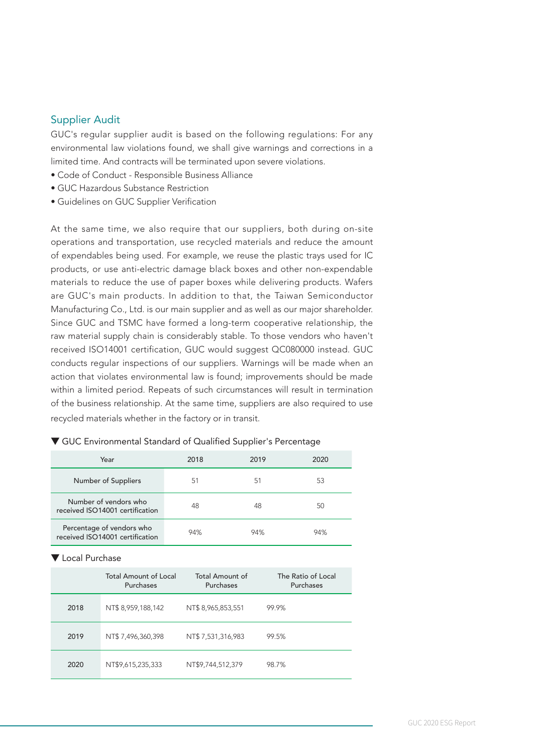## Supplier Audit

GUC's regular supplier audit is based on the following regulations: For any environmental law violations found, we shall give warnings and corrections in a limited time. And contracts will be terminated upon severe violations.

- Code of Conduct - Responsible Business Alliance
- GUC Hazardous Substance Restriction
- Guidelines on GUC Supplier Verification

At the same time, we also require that our suppliers, both during on-site operations and transportation, use recycled materials and reduce the amount of expendables being used. For example, we reuse the plastic trays used for IC products, or use anti-electric damage black boxes and other non-expendable materials to reduce the use of paper boxes while delivering products. Wafers are GUC's main products. In addition to that, the Taiwan Semiconductor Manufacturing Co., Ltd. is our main supplier and as well as our major shareholder. Since GUC and TSMC have formed a long-term cooperative relationship, the raw material supply chain is considerably stable. To those vendors who haven't received ISO14001 certification, GUC would suggest QC080000 instead. GUC conducts regular inspections of our suppliers. Warnings will be made when an action that violates environmental law is found; improvements should be made within a limited period. Repeats of such circumstances will result in termination of the business relationship. At the same time, suppliers are also required to use recycled materials whether in the factory or in transit.

▼ GUC Environmental Standard of Qualified Supplier's Percentage

| Year | 2018 | 2019 | 2020 |
|---|---|---|---|
| Number of Suppliers | 51 | 51 | 53 |
| Number of vendors who received ISO14001 certification | 48 | 48 | 50 |
| Percentage of vendors who received ISO14001 certification | 94% | 94% | 94% |

▼ Local Purchase

| | Total Amount of Local Purchases | Total Amount of Purchases | The Ratio of Local Purchases |
|---|---|---|---|
| 2018 | NT$ 8,959,188,142 | NT$ 8,965,853,551 | 99.9% |
| 2019 | NT$ 7,496,360,398 | NT$ 7,531,316,983 | 99.5% |
| 2020 | NT$9,615,235,333 | NT$9,744,512,379 | 98.7% |